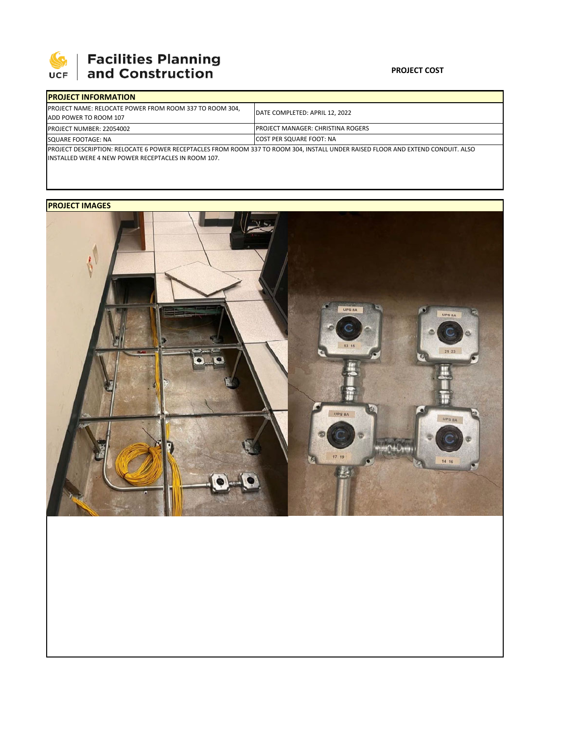**Facilities Planning and Construction**

**PROJECT COST**

| **PROJECT INFORMATION** | |
|---|---|
| PROJECT NAME: RELOCATE POWER FROM ROOM 337 TO ROOM 304, ADD POWER TO ROOM 107 | DATE COMPLETED: APRIL 12, 2022 |
| PROJECT NUMBER: 22054002 | PROJECT MANAGER: CHRISTINA ROGERS |
| SQUARE FOOTAGE: NA | COST PER SQUARE FOOT: NA |
| PROJECT DESCRIPTION: RELOCATE 6 POWER RECEPTACLES FROM ROOM 337 TO ROOM 304, INSTALL UNDER RAISED FLOOR AND EXTEND CONDUIT. ALSO INSTALLED WERE 4 NEW POWER RECEPTACLES IN ROOM 107. | |

**PROJECT IMAGES**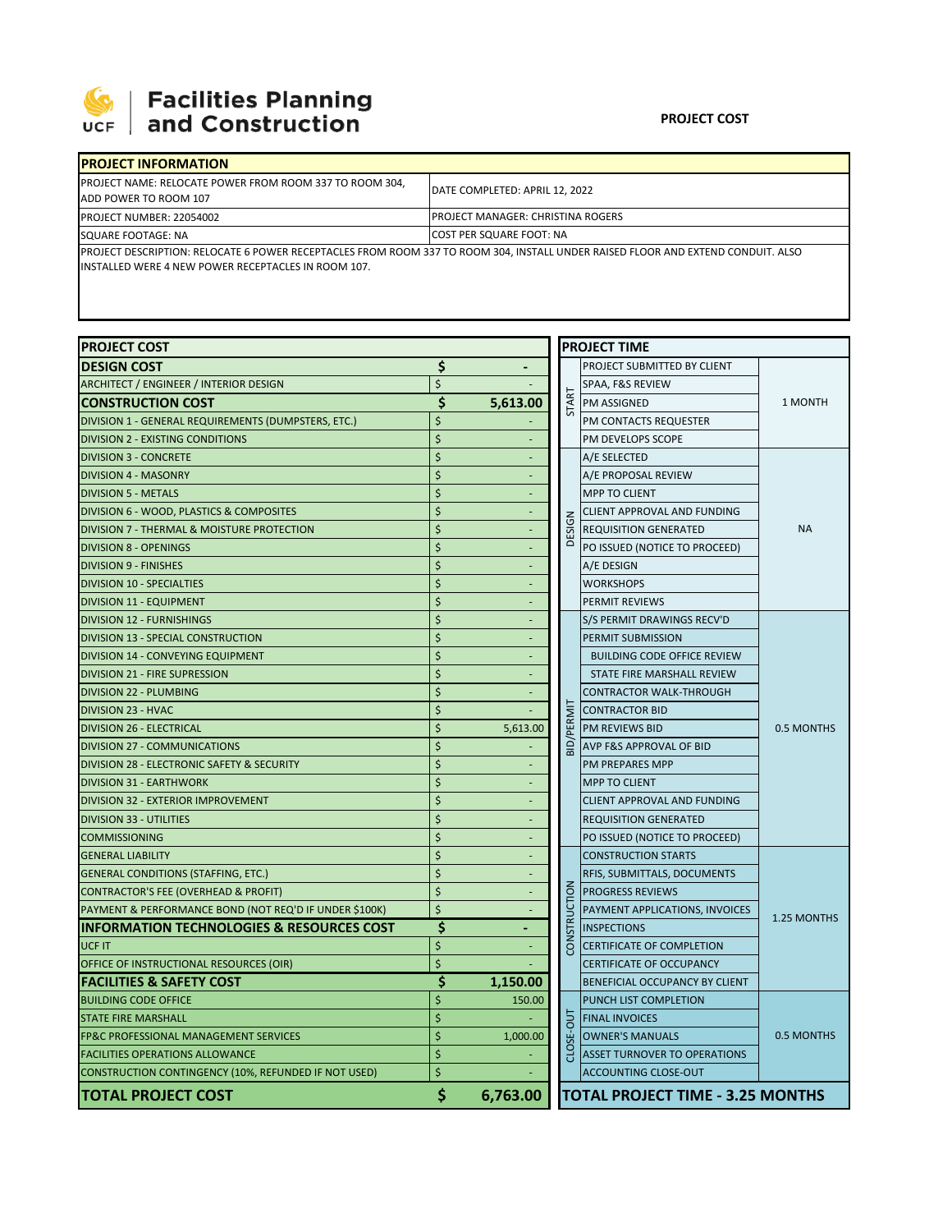Facilities Planning and Construction

**PROJECT COST**

| PROJECT INFORMATION | |
|---|---|
| PROJECT NAME: RELOCATE POWER FROM ROOM 337 TO ROOM 304, ADD POWER TO ROOM 107 | DATE COMPLETED: APRIL 12, 2022 |
| PROJECT NUMBER: 22054002 | PROJECT MANAGER: CHRISTINA ROGERS |
| SQUARE FOOTAGE: NA | COST PER SQUARE FOOT: NA |
| PROJECT DESCRIPTION: RELOCATE 6 POWER RECEPTACLES FROM ROOM 337 TO ROOM 304, INSTALL UNDER RAISED FLOOR AND EXTEND CONDUIT. ALSO INSTALLED WERE 4 NEW POWER RECEPTACLES IN ROOM 107. | |

| PROJECT COST | |
|---|---|
| **DESIGN COST** | **$ -** |
| ARCHITECT / ENGINEER / INTERIOR DESIGN | $ - |
| **CONSTRUCTION COST** | **$ 5,613.00** |
| DIVISION 1 - GENERAL REQUIREMENTS (DUMPSTERS, ETC.) | $ - |
| DIVISION 2 - EXISTING CONDITIONS | $ - |
| DIVISION 3 - CONCRETE | $ - |
| DIVISION 4 - MASONRY | $ - |
| DIVISION 5 - METALS | $ - |
| DIVISION 6 - WOOD, PLASTICS & COMPOSITES | $ - |
| DIVISION 7 - THERMAL & MOISTURE PROTECTION | $ - |
| DIVISION 8 - OPENINGS | $ - |
| DIVISION 9 - FINISHES | $ - |
| DIVISION 10 - SPECIALTIES | $ - |
| DIVISION 11 - EQUIPMENT | $ - |
| DIVISION 12 - FURNISHINGS | $ - |
| DIVISION 13 - SPECIAL CONSTRUCTION | $ - |
| DIVISION 14 - CONVEYING EQUIPMENT | $ - |
| DIVISION 21 - FIRE SUPRESSION | $ - |
| DIVISION 22 - PLUMBING | $ - |
| DIVISION 23 - HVAC | $ - |
| DIVISION 26 - ELECTRICAL | $ 5,613.00 |
| DIVISION 27 - COMMUNICATIONS | $ - |
| DIVISION 28 - ELECTRONIC SAFETY & SECURITY | $ - |
| DIVISION 31 - EARTHWORK | $ - |
| DIVISION 32 - EXTERIOR IMPROVEMENT | $ - |
| DIVISION 33 - UTILITIES | $ - |
| COMMISSIONING | $ - |
| GENERAL LIABILITY | $ - |
| GENERAL CONDITIONS (STAFFING, ETC.) | $ - |
| CONTRACTOR'S FEE (OVERHEAD & PROFIT) | $ - |
| PAYMENT & PERFORMANCE BOND (NOT REQ'D IF UNDER $100K) | $ - |
| **INFORMATION TECHNOLOGIES & RESOURCES COST** | **$ -** |
| UCF IT | $ - |
| OFFICE OF INSTRUCTIONAL RESOURCES (OIR) | $ - |
| **FACILITIES & SAFETY COST** | **$ 1,150.00** |
| BUILDING CODE OFFICE | $ 150.00 |
| STATE FIRE MARSHALL | $ - |
| FP&C PROFESSIONAL MANAGEMENT SERVICES | $ 1,000.00 |
| FACILITIES OPERATIONS ALLOWANCE | $ - |
| CONSTRUCTION CONTINGENCY (10%, REFUNDED IF NOT USED) | $ - |
| **TOTAL PROJECT COST** | **$ 6,763.00** |

| PROJECT TIME | | |
|---|---|---|
| START | PROJECT SUBMITTED BY CLIENT | 1 MONTH |
| | SPAA, F&S REVIEW | |
| | PM ASSIGNED | |
| | PM CONTACTS REQUESTER | |
| | PM DEVELOPS SCOPE | |
| DESIGN | A/E SELECTED | NA |
| | A/E PROPOSAL REVIEW | |
| | MPP TO CLIENT | |
| | CLIENT APPROVAL AND FUNDING | |
| | REQUISITION GENERATED | |
| | PO ISSUED (NOTICE TO PROCEED) | |
| | A/E DESIGN | |
| | WORKSHOPS | |
| | PERMIT REVIEWS | |
| BID/PERMIT | S/S PERMIT DRAWINGS RECV'D | 0.5 MONTHS |
| | PERMIT SUBMISSION | |
| | BUILDING CODE OFFICE REVIEW | |
| | STATE FIRE MARSHALL REVIEW | |
| | CONTRACTOR WALK-THROUGH | |
| | CONTRACTOR BID | |
| | PM REVIEWS BID | |
| | AVP F&S APPROVAL OF BID | |
| | PM PREPARES MPP | |
| | MPP TO CLIENT | |
| | CLIENT APPROVAL AND FUNDING | |
| | REQUISITION GENERATED | |
| | PO ISSUED (NOTICE TO PROCEED) | |
| CONSTRUCTION | CONSTRUCTION STARTS | 1.25 MONTHS |
| | RFIS, SUBMITTALS, DOCUMENTS | |
| | PROGRESS REVIEWS | |
| | PAYMENT APPLICATIONS, INVOICES | |
| | INSPECTIONS | |
| | CERTIFICATE OF COMPLETION | |
| | CERTIFICATE OF OCCUPANCY | |
| | BENEFICIAL OCCUPANCY BY CLIENT | |
| CLOSE-OUT | PUNCH LIST COMPLETION | 0.5 MONTHS |
| | FINAL INVOICES | |
| | OWNER'S MANUALS | |
| | ASSET TURNOVER TO OPERATIONS | |
| | ACCOUNTING CLOSE-OUT | |
| **TOTAL PROJECT TIME - 3.25 MONTHS** | | |